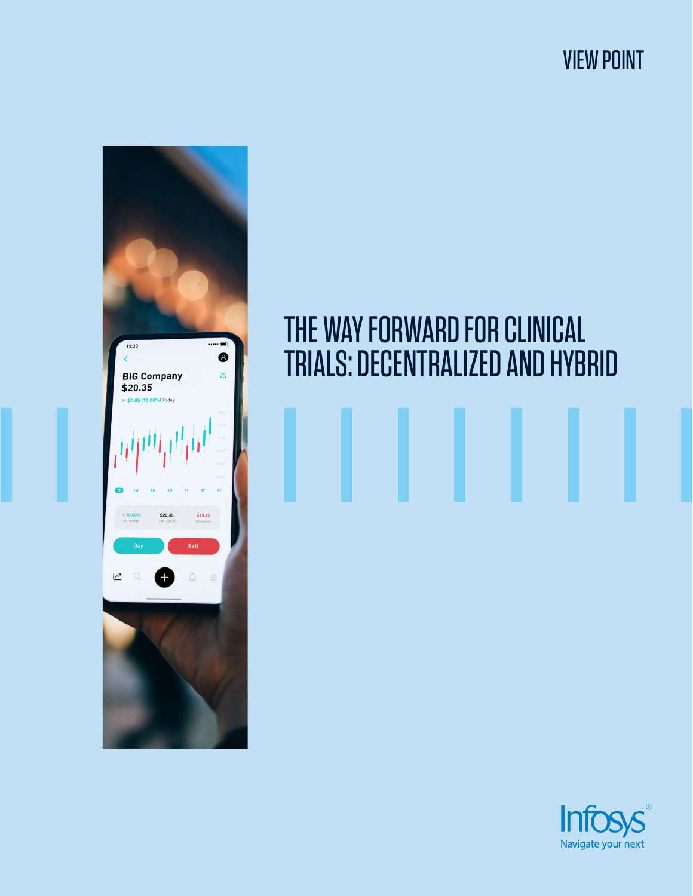VIEW POINT

# THE WAY FORWARD FOR CLINICAL TRIALS: DECENTRALIZED AND HYBRID

Infosys®
Navigate your next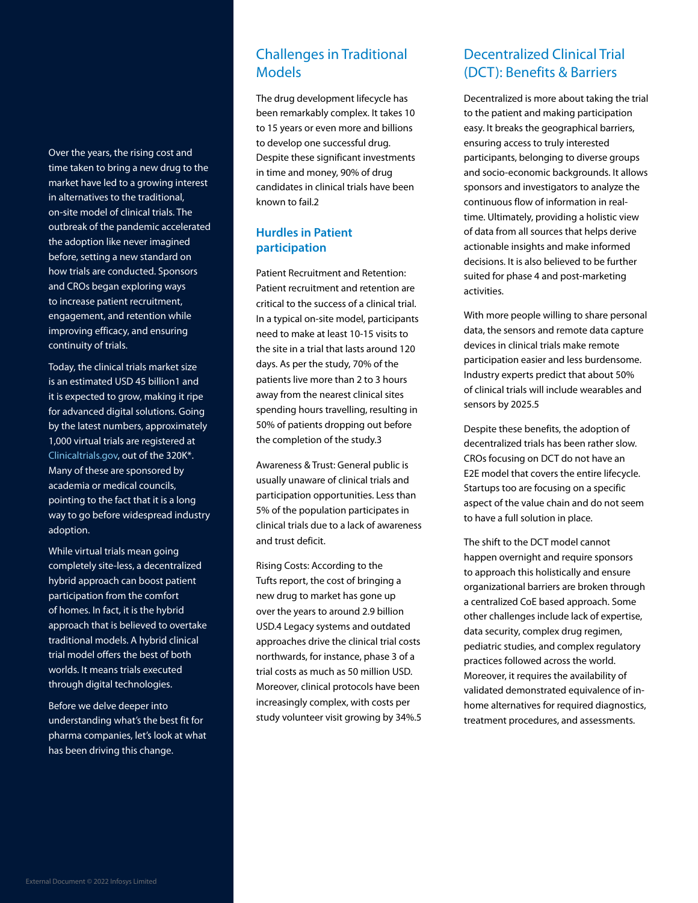Over the years, the rising cost and time taken to bring a new drug to the market have led to a growing interest in alternatives to the traditional, on-site model of clinical trials. The outbreak of the pandemic accelerated the adoption like never imagined before, setting a new standard on how trials are conducted. Sponsors and CROs began exploring ways to increase patient recruitment, engagement, and retention while improving efficacy, and ensuring continuity of trials.

Today, the clinical trials market size is an estimated USD 45 billion1 and it is expected to grow, making it ripe for advanced digital solutions. Going by the latest numbers, approximately 1,000 virtual trials are registered at Clinicaltrials.gov, out of the 320K*. Many of these are sponsored by academia or medical councils, pointing to the fact that it is a long way to go before widespread industry adoption.

While virtual trials mean going completely site-less, a decentralized hybrid approach can boost patient participation from the comfort of homes. In fact, it is the hybrid approach that is believed to overtake traditional models. A hybrid clinical trial model offers the best of both worlds. It means trials executed through digital technologies.

Before we delve deeper into understanding what's the best fit for pharma companies, let's look at what has been driving this change.

## Challenges in Traditional Models

The drug development lifecycle has been remarkably complex. It takes 10 to 15 years or even more and billions to develop one successful drug. Despite these significant investments in time and money, 90% of drug candidates in clinical trials have been known to fail.2

### Hurdles in Patient participation

Patient Recruitment and Retention: Patient recruitment and retention are critical to the success of a clinical trial. In a typical on-site model, participants need to make at least 10-15 visits to the site in a trial that lasts around 120 days. As per the study, 70% of the patients live more than 2 to 3 hours away from the nearest clinical sites spending hours travelling, resulting in 50% of patients dropping out before the completion of the study.3

Awareness & Trust: General public is usually unaware of clinical trials and participation opportunities. Less than 5% of the population participates in clinical trials due to a lack of awareness and trust deficit.

Rising Costs: According to the Tufts report, the cost of bringing a new drug to market has gone up over the years to around 2.9 billion USD.4 Legacy systems and outdated approaches drive the clinical trial costs northwards, for instance, phase 3 of a trial costs as much as 50 million USD. Moreover, clinical protocols have been increasingly complex, with costs per study volunteer visit growing by 34%.5

## Decentralized Clinical Trial (DCT): Benefits & Barriers

Decentralized is more about taking the trial to the patient and making participation easy. It breaks the geographical barriers, ensuring access to truly interested participants, belonging to diverse groups and socio-economic backgrounds. It allows sponsors and investigators to analyze the continuous flow of information in real-time. Ultimately, providing a holistic view of data from all sources that helps derive actionable insights and make informed decisions. It is also believed to be further suited for phase 4 and post-marketing activities.

With more people willing to share personal data, the sensors and remote data capture devices in clinical trials make remote participation easier and less burdensome. Industry experts predict that about 50% of clinical trials will include wearables and sensors by 2025.5

Despite these benefits, the adoption of decentralized trials has been rather slow. CROs focusing on DCT do not have an E2E model that covers the entire lifecycle. Startups too are focusing on a specific aspect of the value chain and do not seem to have a full solution in place.

The shift to the DCT model cannot happen overnight and require sponsors to approach this holistically and ensure organizational barriers are broken through a centralized CoE based approach. Some other challenges include lack of expertise, data security, complex drug regimen, pediatric studies, and complex regulatory practices followed across the world. Moreover, it requires the availability of validated demonstrated equivalence of in-home alternatives for required diagnostics, treatment procedures, and assessments.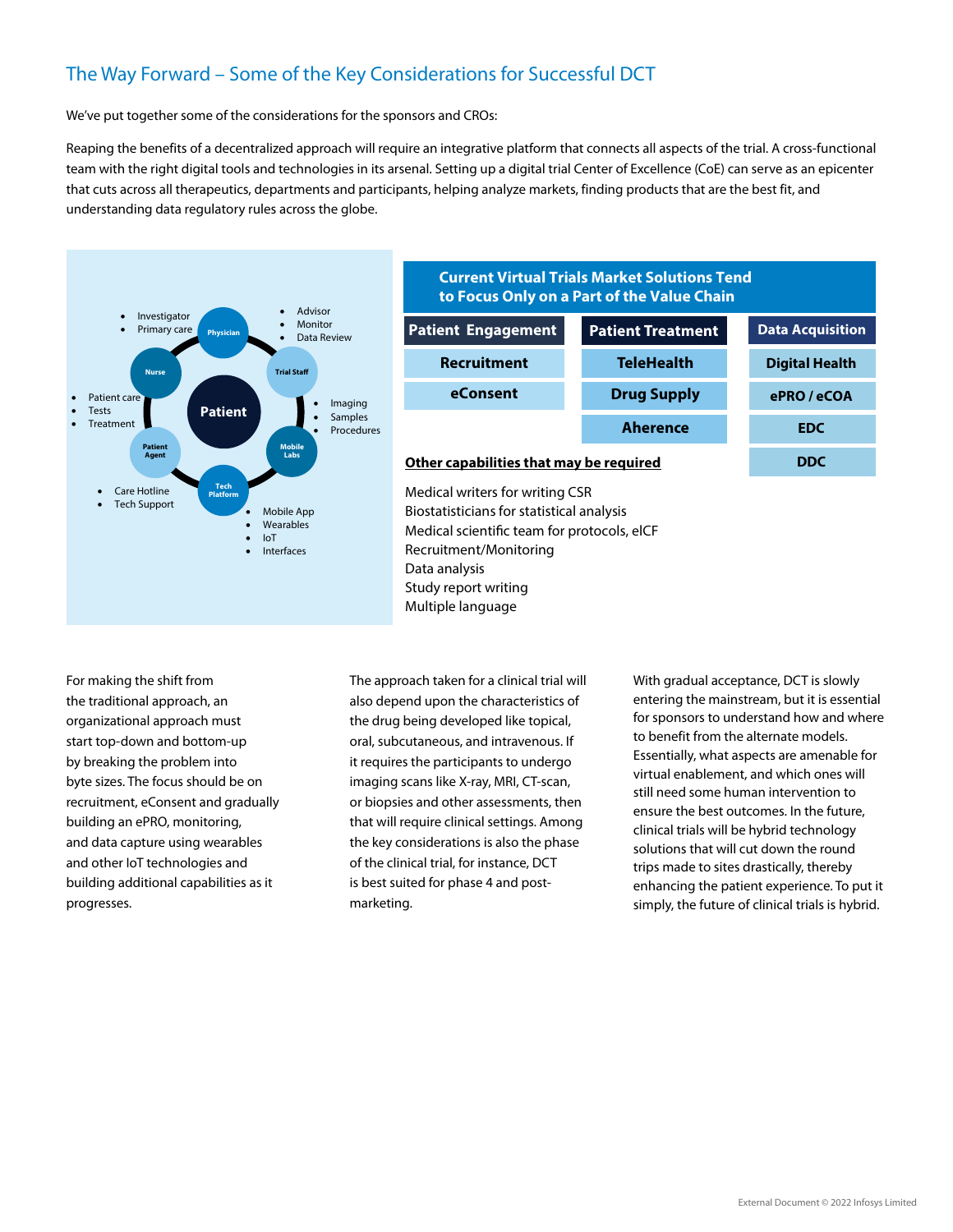## The Way Forward – Some of the Key Considerations for Successful DCT

We've put together some of the considerations for the sponsors and CROs:

Reaping the benefits of a decentralized approach will require an integrative platform that connects all aspects of the trial. A cross-functional team with the right digital tools and technologies in its arsenal. Setting up a digital trial Center of Excellence (CoE) can serve as an epicenter that cuts across all therapeutics, departments and participants, helping analyze markets, finding products that are the best fit, and understanding data regulatory rules across the globe.

**Patient**

- **Physician**
  - Investigator
  - Primary care
- **Trial Staff**
  - Advisor
  - Monitor
  - Data Review
- **Mobile Labs**
  - Imaging
  - Samples
  - Procedures
- **Tech Platform**
  - Mobile App
  - Wearables
  - IoT
  - Interfaces
- **Patient Agent**
  - Care Hotline
  - Tech Support
- **Nurse**
  - Patient care
  - Tests
  - Treatment

**Current Virtual Trials Market Solutions Tend to Focus Only on a Part of the Value Chain**

| Patient Engagement | Patient Treatment | Data Acquisition |
|---|---|---|
| Recruitment | TeleHealth | Digital Health |
| eConsent | Drug Supply | ePRO / eCOA |
| | Aherence | EDC |
| | | DDC |

**Other capabilities that may be required**

Medical writers for writing CSR
Biostatisticians for statistical analysis
Medical scientific team for protocols, eICF
Recruitment/Monitoring
Data analysis
Study report writing
Multiple language

For making the shift from the traditional approach, an organizational approach must start top-down and bottom-up by breaking the problem into byte sizes. The focus should be on recruitment, eConsent and gradually building an ePRO, monitoring, and data capture using wearables and other IoT technologies and building additional capabilities as it progresses.

The approach taken for a clinical trial will also depend upon the characteristics of the drug being developed like topical, oral, subcutaneous, and intravenous. If it requires the participants to undergo imaging scans like X-ray, MRI, CT-scan, or biopsies and other assessments, then that will require clinical settings. Among the key considerations is also the phase of the clinical trial, for instance, DCT is best suited for phase 4 and post-marketing.

With gradual acceptance, DCT is slowly entering the mainstream, but it is essential for sponsors to understand how and where to benefit from the alternate models. Essentially, what aspects are amenable for virtual enablement, and which ones will still need some human intervention to ensure the best outcomes. In the future, clinical trials will be hybrid technology solutions that will cut down the round trips made to sites drastically, thereby enhancing the patient experience. To put it simply, the future of clinical trials is hybrid.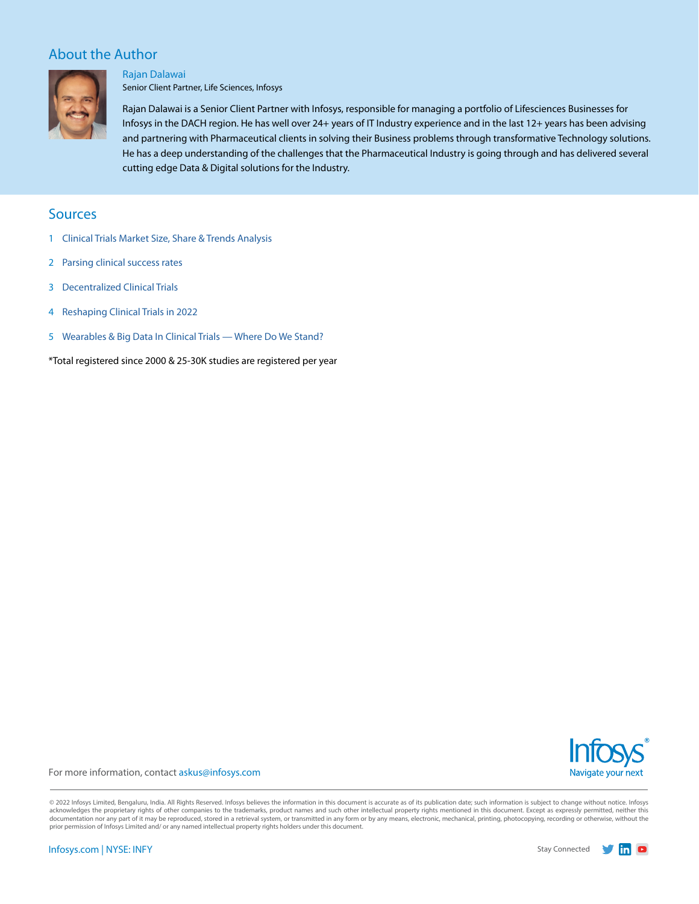## About the Author

### Rajan Dalawai

Senior Client Partner, Life Sciences, Infosys

Rajan Dalawai is a Senior Client Partner with Infosys, responsible for managing a portfolio of Lifesciences Businesses for Infosys in the DACH region. He has well over 24+ years of IT Industry experience and in the last 12+ years has been advising and partnering with Pharmaceutical clients in solving their Business problems through transformative Technology solutions. He has a deep understanding of the challenges that the Pharmaceutical Industry is going through and has delivered several cutting edge Data & Digital solutions for the Industry.

## Sources

1. Clinical Trials Market Size, Share & Trends Analysis
2. Parsing clinical success rates
3. Decentralized Clinical Trials
4. Reshaping Clinical Trials in 2022
5. Wearables & Big Data In Clinical Trials — Where Do We Stand?

*Total registered since 2000 & 25-30K studies are registered per year

For more information, contact askus@infosys.com

Infosys
Navigate your next

© 2022 Infosys Limited, Bengaluru, India. All Rights Reserved. Infosys believes the information in this document is accurate as of its publication date; such information is subject to change without notice. Infosys acknowledges the proprietary rights of other companies to the trademarks, product names and such other intellectual property rights mentioned in this document. Except as expressly permitted, neither this documentation nor any part of it may be reproduced, stored in a retrieval system, or transmitted in any form or by any means, electronic, mechanical, printing, photocopying, recording or otherwise, without the prior permission of Infosys Limited and/ or any named intellectual property rights holders under this document.

Infosys.com | NYSE: INFY

Stay Connected